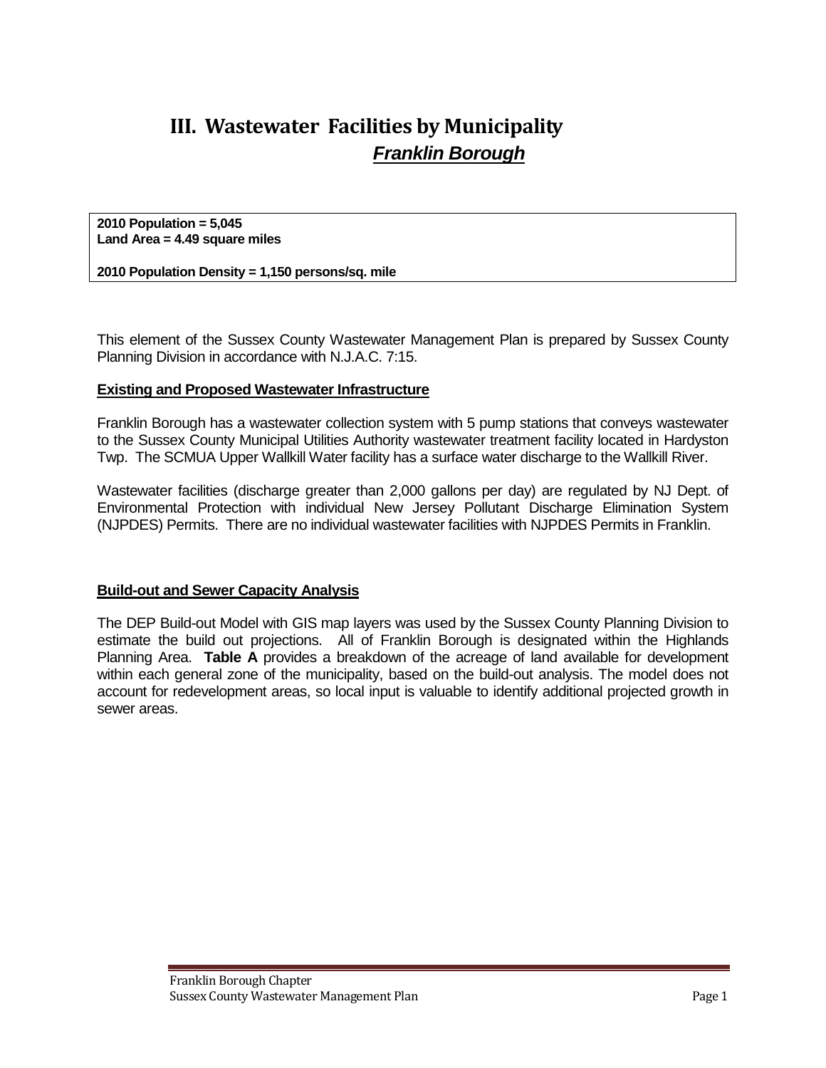# III. Wastewater Facilities by Municipality

## *Franklin Borough*

**2010 Population = 5,045**
**Land Area = 4.49 square miles**

**2010 Population Density = 1,150 persons/sq. mile**

This element of the Sussex County Wastewater Management Plan is prepared by Sussex County Planning Division in accordance with N.J.A.C. 7:15.

### Existing and Proposed Wastewater Infrastructure

Franklin Borough has a wastewater collection system with 5 pump stations that conveys wastewater to the Sussex County Municipal Utilities Authority wastewater treatment facility located in Hardyston Twp. The SCMUA Upper Wallkill Water facility has a surface water discharge to the Wallkill River.

Wastewater facilities (discharge greater than 2,000 gallons per day) are regulated by NJ Dept. of Environmental Protection with individual New Jersey Pollutant Discharge Elimination System (NJPDES) Permits. There are no individual wastewater facilities with NJPDES Permits in Franklin.

### Build-out and Sewer Capacity Analysis

The DEP Build-out Model with GIS map layers was used by the Sussex County Planning Division to estimate the build out projections. All of Franklin Borough is designated within the Highlands Planning Area. **Table A** provides a breakdown of the acreage of land available for development within each general zone of the municipality, based on the build-out analysis. The model does not account for redevelopment areas, so local input is valuable to identify additional projected growth in sewer areas.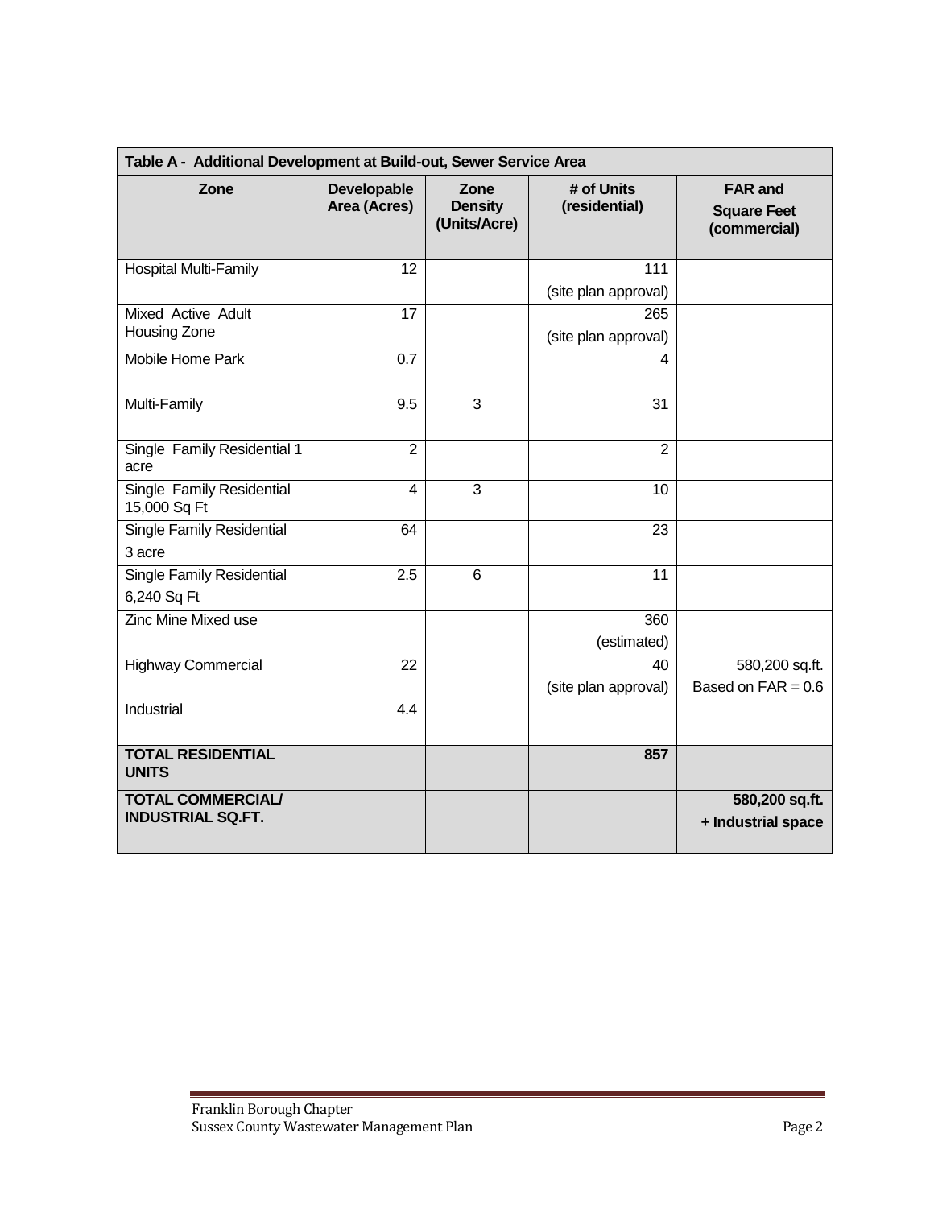| Table A - Additional Development at Build-out, Sewer Service Area | | | | |
|---|---|---|---|---|
| **Zone** | **Developable Area (Acres)** | **Zone Density (Units/Acre)** | **# of Units (residential)** | **FAR and Square Feet (commercial)** |
| Hospital Multi-Family | 12 | | 111 (site plan approval) | |
| Mixed Active Adult Housing Zone | 17 | | 265 (site plan approval) | |
| Mobile Home Park | 0.7 | | 4 | |
| Multi-Family | 9.5 | 3 | 31 | |
| Single Family Residential 1 acre | 2 | | 2 | |
| Single Family Residential 15,000 Sq Ft | 4 | 3 | 10 | |
| Single Family Residential 3 acre | 64 | | 23 | |
| Single Family Residential 6,240 Sq Ft | 2.5 | 6 | 11 | |
| Zinc Mine Mixed use | | | 360 (estimated) | |
| Highway Commercial | 22 | | 40 (site plan approval) | 580,200 sq.ft. Based on FAR = 0.6 |
| Industrial | 4.4 | | | |
| **TOTAL RESIDENTIAL UNITS** | | | **857** | |
| **TOTAL COMMERCIAL/ INDUSTRIAL SQ.FT.** | | | | **580,200 sq.ft. + Industrial space** |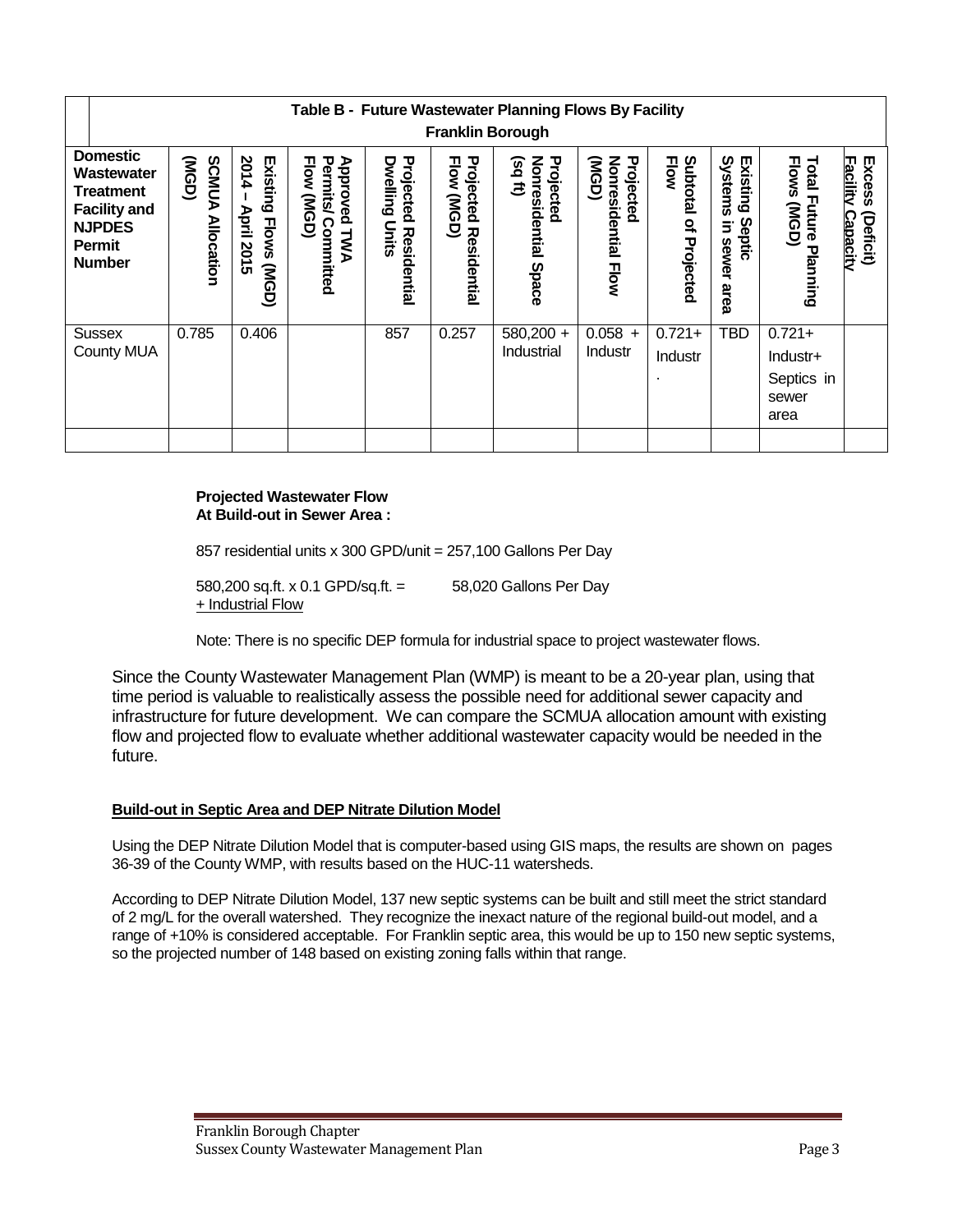| Table B - Future Wastewater Planning Flows By Facility Franklin Borough | | | | | | | | | | | | |
|---|---|---|---|---|---|---|---|---|---|---|---|---|
| **Domestic Wastewater Treatment Facility and NJPDES Permit Number** | **SCMUA Allocation (MGD)** | **Existing Flows (MGD) 2014 – April 2015** | **Approved TWA Permits/ Committed Flow (MGD)** | **Projected Residential Dwelling Units** | **Projected Residential Flow (MGD)** | **Projected Nonresidential Space (sq ft)** | **Projected Nonresidential Flow (MGD)** | **Subtotal of Projected Flow** | **Existing Septic Systems in sewer area** | **Total Future Planning Flows (MGD)** | **Excess (Deficit) Facility Capacity** |
| Sussex County MUA | 0.785 | 0.406 | | 857 | 0.257 | 580,200 + Industrial | 0.058 + Industr | 0.721+ Industr. | TBD | 0.721+ Industr+ Septics in sewer area | |
| | | | | | | | | | | | |

**Projected Wastewater Flow**
**At Build-out in Sewer Area :**

857 residential units x 300 GPD/unit = 257,100 Gallons Per Day

580,200 sq.ft. x 0.1 GPD/sq.ft. = 58,020 Gallons Per Day
+ Industrial Flow

Note: There is no specific DEP formula for industrial space to project wastewater flows.

Since the County Wastewater Management Plan (WMP) is meant to be a 20-year plan, using that time period is valuable to realistically assess the possible need for additional sewer capacity and infrastructure for future development. We can compare the SCMUA allocation amount with existing flow and projected flow to evaluate whether additional wastewater capacity would be needed in the future.

**Build-out in Septic Area and DEP Nitrate Dilution Model**

Using the DEP Nitrate Dilution Model that is computer-based using GIS maps, the results are shown on pages 36-39 of the County WMP, with results based on the HUC-11 watersheds.

According to DEP Nitrate Dilution Model, 137 new septic systems can be built and still meet the strict standard of 2 mg/L for the overall watershed. They recognize the inexact nature of the regional build-out model, and a range of +10% is considered acceptable. For Franklin septic area, this would be up to 150 new septic systems, so the projected number of 148 based on existing zoning falls within that range.